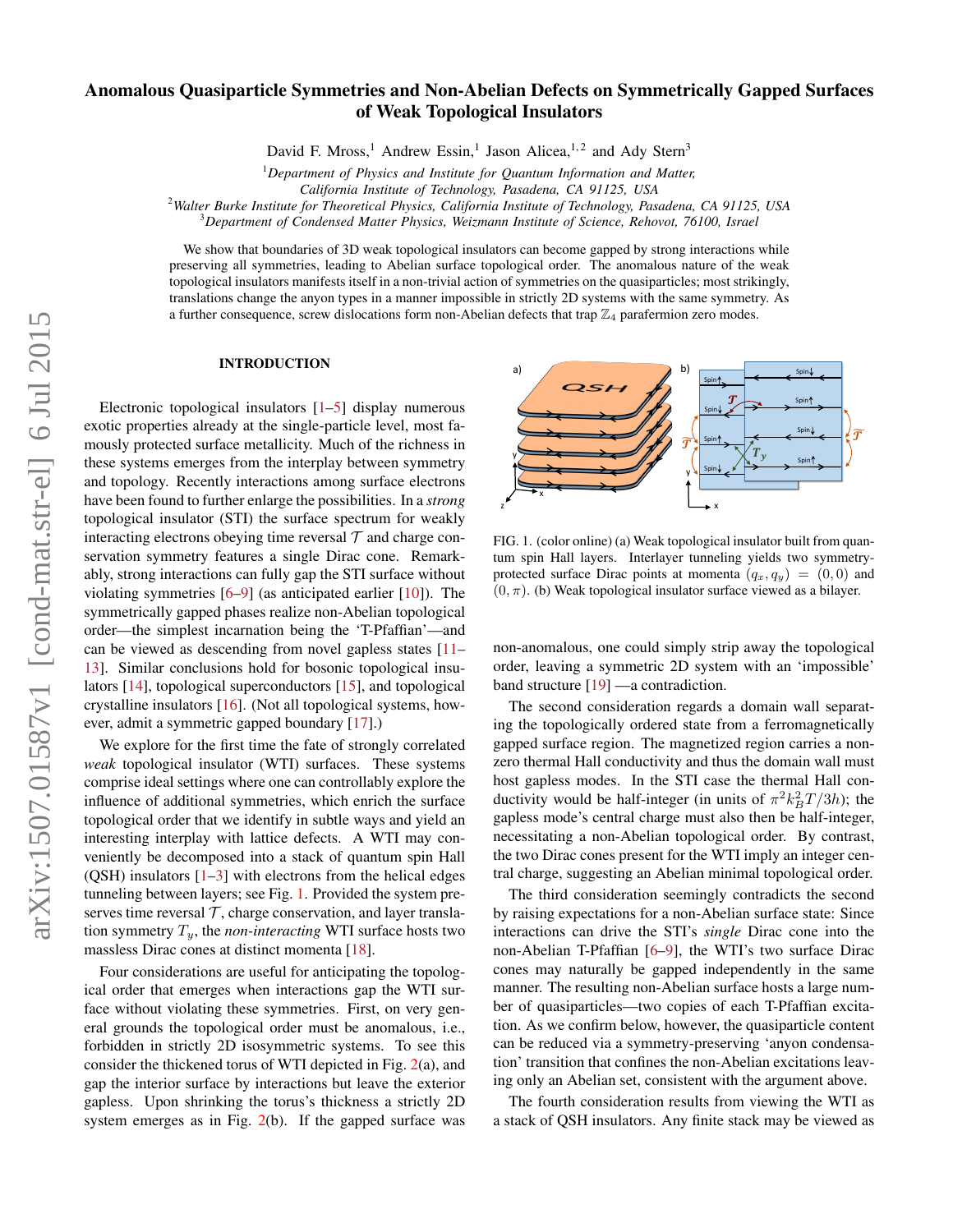# Anomalous Quasiparticle Symmetries and Non-Abelian Defects on Symmetrically Gapped Surfaces of Weak Topological Insulators

David F. Mross,[1] Andrew Essin,[1] Jason Alicea,[1,2] and Ady Stern[3]

[1]*Department of Physics and Institute for Quantum Information and Matter, California Institute of Technology, Pasadena, CA 91125, USA*
[2]*Walter Burke Institute for Theoretical Physics, California Institute of Technology, Pasadena, CA 91125, USA*
[3]*Department of Condensed Matter Physics, Weizmann Institute of Science, Rehovot, 76100, Israel*

We show that boundaries of 3D weak topological insulators can become gapped by strong interactions while preserving all symmetries, leading to Abelian surface topological order. The anomalous nature of the weak topological insulators manifests itself in a non-trivial action of symmetries on the quasiparticles; most strikingly, translations change the anyon types in a manner impossible in strictly 2D systems with the same symmetry. As a further consequence, screw dislocations form non-Abelian defects that trap $\mathbb{Z}_4$ parafermion zero modes.

## INTRODUCTION

Electronic topological insulators [1–5] display numerous exotic properties already at the single-particle level, most famously protected surface metallicity. Much of the richness in these systems emerges from the interplay between symmetry and topology. Recently interactions among surface electrons have been found to further enlarge the possibilities. In a *strong* topological insulator (STI) the surface spectrum for weakly interacting electrons obeying time reversal $\mathcal{T}$ and charge conservation symmetry features a single Dirac cone. Remarkably, strong interactions can fully gap the STI surface without violating symmetries [6–9] (as anticipated earlier [10]). The symmetrically gapped phases realize non-Abelian topological order—the simplest incarnation being the 'T-Pfaffian'—and can be viewed as descending from novel gapless states [11–13]. Similar conclusions hold for bosonic topological insulators [14], topological superconductors [15], and topological crystalline insulators [16]. (Not all topological systems, however, admit a symmetric gapped boundary [17].)

We explore for the first time the fate of strongly correlated *weak* topological insulator (WTI) surfaces. These systems comprise ideal settings where one can controllably explore the influence of additional symmetries, which enrich the surface topological order that we identify in subtle ways and yield an interesting interplay with lattice defects. A WTI may conveniently be decomposed into a stack of quantum spin Hall (QSH) insulators [1–3] with electrons from the helical edges tunneling between layers; see Fig. 1. Provided the system preserves time reversal $\mathcal{T}$, charge conservation, and layer translation symmetry $T_y$, the *non-interacting* WTI surface hosts two massless Dirac cones at distinct momenta [18].

Four considerations are useful for anticipating the topological order that emerges when interactions gap the WTI surface without violating these symmetries. First, on very general grounds the topological order must be anomalous, i.e., forbidden in strictly 2D isosymmetric systems. To see this consider the thickened torus of WTI depicted in Fig. 2(a), and gap the interior surface by interactions but leave the exterior gapless. Upon shrinking the torus's thickness a strictly 2D system emerges as in Fig. 2(b). If the gapped surface was non-anomalous, one could simply strip away the topological order, leaving a symmetric 2D system with an 'impossible' band structure [19] —a contradiction.

FIG. 1. (color online) (a) Weak topological insulator built from quantum spin Hall layers. Interlayer tunneling yields two symmetry-protected surface Dirac points at momenta $(q_x, q_y) = (0, 0)$ and $(0, \pi)$. (b) Weak topological insulator surface viewed as a bilayer.

The second consideration regards a domain wall separating the topologically ordered state from a ferromagnetically gapped surface region. The magnetized region carries a nonzero thermal Hall conductivity and thus the domain wall must host gapless modes. In the STI case the thermal Hall conductivity would be half-integer (in units of $\pi^2 k_B^2 T/3h$); the gapless mode's central charge must also then be half-integer, necessitating a non-Abelian topological order. By contrast, the two Dirac cones present for the WTI imply an integer central charge, suggesting an Abelian minimal topological order.

The third consideration seemingly contradicts the second by raising expectations for a non-Abelian surface state: Since interactions can drive the STI's *single* Dirac cone into the non-Abelian T-Pfaffian [6–9], the WTI's two surface Dirac cones may naturally be gapped independently in the same manner. The resulting non-Abelian surface hosts a large number of quasiparticles—two copies of each T-Pfaffian excitation. As we confirm below, however, the quasiparticle content can be reduced via a symmetry-preserving 'anyon condensation' transition that confines the non-Abelian excitations leaving only an Abelian set, consistent with the argument above.

The fourth consideration results from viewing the WTI as a stack of QSH insulators. Any finite stack may be viewed as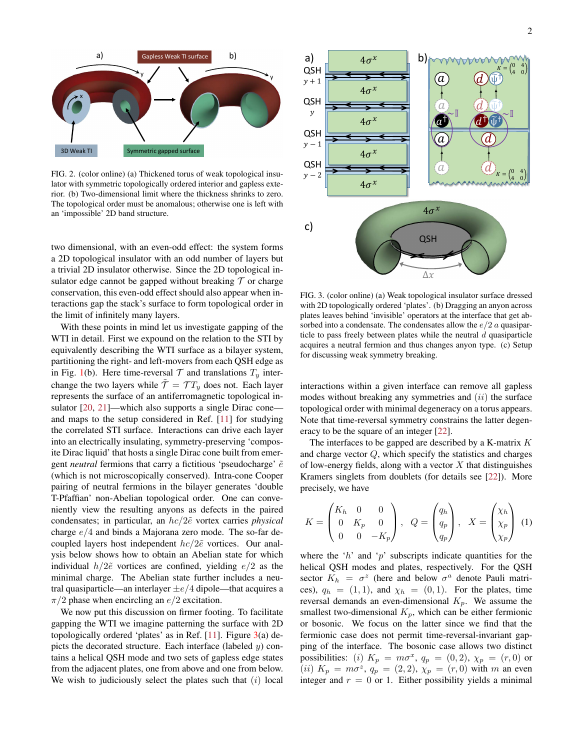FIG. 2. (color online) (a) Thickened torus of weak topological insulator with symmetric topologically ordered interior and gapless exterior. (b) Two-dimensional limit where the thickness shrinks to zero. The topological order must be anomalous; otherwise one is left with an 'impossible' 2D band structure.

two dimensional, with an even-odd effect: the system forms a 2D topological insulator with an odd number of layers but a trivial 2D insulator otherwise. Since the 2D topological insulator edge cannot be gapped without breaking $\mathcal{T}$ or charge conservation, this even-odd effect should also appear when interactions gap the stack's surface to form topological order in the limit of infinitely many layers.

With these points in mind let us investigate gapping of the WTI in detail. First we expound on the relation to the STI by equivalently describing the WTI surface as a bilayer system, partitioning the right- and left-movers from each QSH edge as in Fig. 1(b). Here time-reversal $\mathcal{T}$ and translations $T_y$ interchange the two layers while $\tilde{\mathcal{T}} = \mathcal{T}T_y$ does not. Each layer represents the surface of an antiferromagnetic topological insulator [20, 21]—which also supports a single Dirac cone—and maps to the setup considered in Ref. [11] for studying the correlated STI surface. Interactions can drive each layer into an electrically insulating, symmetry-preserving 'composite Dirac liquid' that hosts a single Dirac cone built from emergent *neutral* fermions that carry a fictitious 'pseudocharge' $\tilde{e}$ (which is not microscopically conserved). Intra-cone Cooper pairing of neutral fermions in the bilayer generates 'double T-Pfaffian' non-Abelian topological order. One can conveniently view the resulting anyons as defects in the paired condensates; in particular, an $hc/2\tilde{e}$ vortex carries *physical* charge $e/4$ and binds a Majorana zero mode. The so-far decoupled layers host independent $hc/2\tilde{e}$ vortices. Our analysis below shows how to obtain an Abelian state for which individual $h/2\tilde{e}$ vortices are confined, yielding $e/2$ as the minimal charge. The Abelian state further includes a neutral quasiparticle—an interlayer $\pm e/4$ dipole—that acquires a $\pi/2$ phase when encircling an $e/2$ excitation.

We now put this discussion on firmer footing. To facilitate gapping the WTI we imagine patterning the surface with 2D topologically ordered 'plates' as in Ref. [11]. Figure 3(a) depicts the decorated structure. Each interface (labeled $y$) contains a helical QSH mode and two sets of gapless edge states from the adjacent plates, one from above and one from below. We wish to judiciously select the plates such that $(i)$ local interactions within a given interface can remove all gapless modes without breaking any symmetries and $(ii)$ the surface topological order with minimal degeneracy on a torus appears. Note that time-reversal symmetry constrains the latter degeneracy to be the square of an integer [22].

FIG. 3. (color online) (a) Weak topological insulator surface dressed with 2D topologically ordered 'plates'. (b) Dragging an anyon across plates leaves behind 'invisible' operators at the interface that get absorbed into a condensate. The condensates allow the $e/2$ $a$ quasiparticle to pass freely between plates while the neutral $d$ quasiparticle acquires a neutral fermion and thus changes anyon type. (c) Setup for discussing weak symmetry breaking.

The interfaces to be gapped are described by a K-matrix $K$ and charge vector $Q$, which specify the statistics and charges of low-energy fields, along with a vector $X$ that distinguishes Kramers singlets from doublets (for details see [22]). More precisely, we have

$$K = \begin{pmatrix} K_h & 0 & 0 \\ 0 & K_p & 0 \\ 0 & 0 & -K_p \end{pmatrix}, \quad Q = \begin{pmatrix} q_h \\ q_p \\ q_p \end{pmatrix}, \quad X = \begin{pmatrix} \chi_h \\ \chi_p \\ \chi_p \end{pmatrix} \quad (1)$$

where the '$h$' and '$p$' subscripts indicate quantities for the helical QSH modes and plates, respectively. For the QSH sector $K_h = \sigma^z$ (here and below $\sigma^a$ denote Pauli matrices), $q_h = (1, 1)$, and $\chi_h = (0, 1)$. For the plates, time reversal demands an even-dimensional $K_p$. We assume the smallest two-dimensional $K_p$, which can be either fermionic or bosonic. We focus on the latter since we find that the fermionic case does not permit time-reversal-invariant gapping of the interface. The bosonic case allows two distinct possibilities: $(i)$ $K_p = m\sigma^x$, $q_p = (0, 2)$, $\chi_p = (r, 0)$ or $(ii)$ $K_p = m\sigma^z$, $q_p = (2, 2)$, $\chi_p = (r, 0)$ with $m$ an even integer and $r = 0$ or 1. Either possibility yields a minimal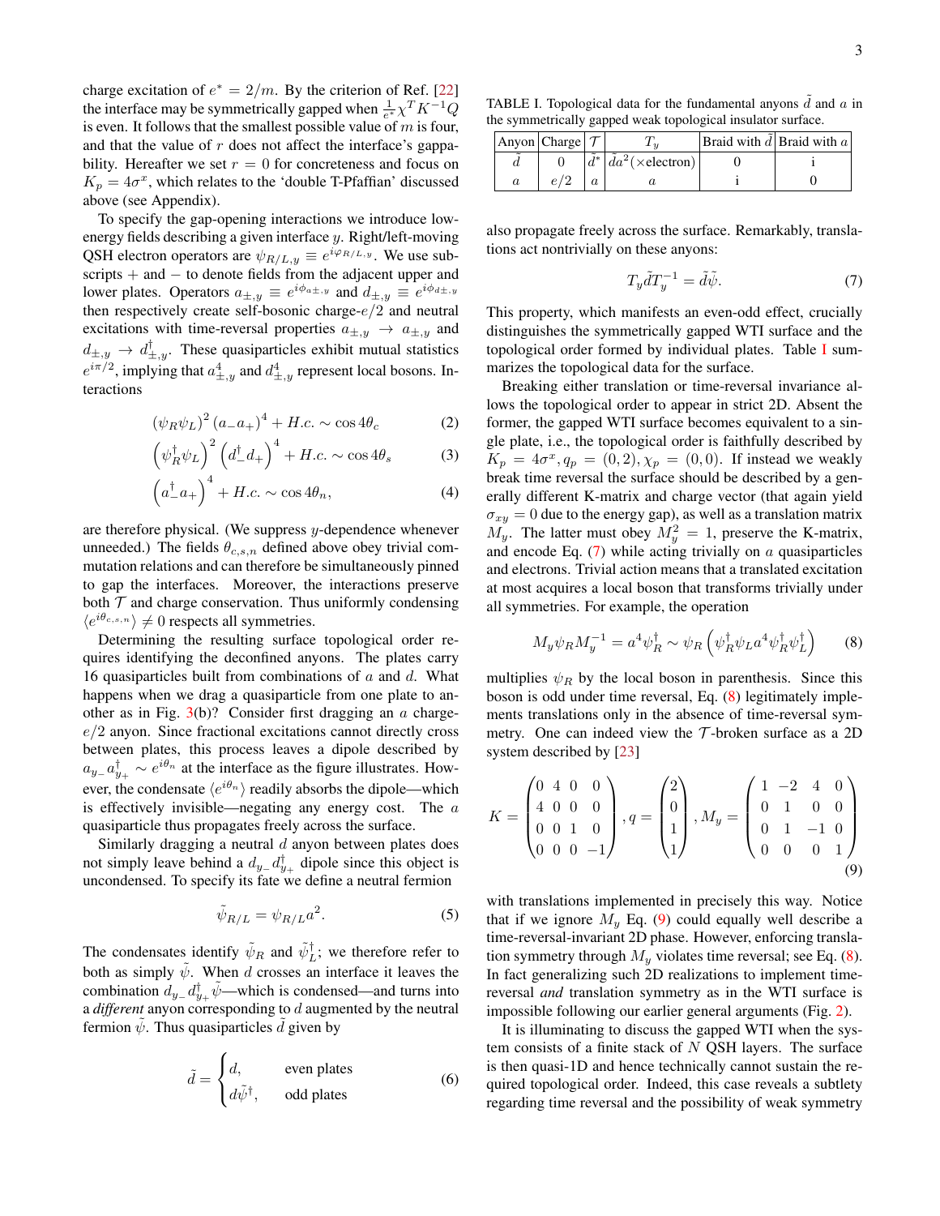charge excitation of $e^* = 2/m$. By the criterion of Ref. [22] the interface may be symmetrically gapped when $\frac{1}{e^*}\chi^T K^{-1} Q$ is even. It follows that the smallest possible value of $m$ is four, and that the value of $r$ does not affect the interface's gappability. Hereafter we set $r = 0$ for concreteness and focus on $K_p = 4\sigma^x$, which relates to the 'double T-Pfaffian' discussed above (see Appendix).

To specify the gap-opening interactions we introduce low-energy fields describing a given interface $y$. Right/left-moving QSH electron operators are $\psi_{R/L,y} \equiv e^{i\varphi_{R/L,y}}$. We use subscripts $+$ and $-$ to denote fields from the adjacent upper and lower plates. Operators $a_{\pm,y} \equiv e^{i\phi_{a\pm,y}}$ and $d_{\pm,y} \equiv e^{i\phi_{d\pm,y}}$ then respectively create self-bosonic charge-$e/2$ and neutral excitations with time-reversal properties $a_{\pm,y} \to a_{\pm,y}$ and $d_{\pm,y} \to d^\dagger_{\pm,y}$. These quasiparticles exhibit mutual statistics $e^{i\pi/2}$, implying that $a^4_{\pm,y}$ and $d^4_{\pm,y}$ represent local bosons. Interactions

$$(\psi_R \psi_L)^2 (a_- a_+)^4 + H.c. \sim \cos 4\theta_c \tag{2}$$

$$\left(\psi_R^\dagger \psi_L\right)^2 \left(d_-^\dagger d_+\right)^4 + H.c. \sim \cos 4\theta_s \tag{3}$$

$$\left(a_-^\dagger a_+\right)^4 + H.c. \sim \cos 4\theta_n, \tag{4}$$

are therefore physical. (We suppress $y$-dependence whenever unneeded.) The fields $\theta_{c,s,n}$ defined above obey trivial commutation relations and can therefore be simultaneously pinned to gap the interfaces. Moreover, the interactions preserve both $\mathcal{T}$ and charge conservation. Thus uniformly condensing $\langle e^{i\theta_{c,s,n}} \rangle \neq 0$ respects all symmetries.

Determining the resulting surface topological order requires identifying the deconfined anyons. The plates carry 16 quasiparticles built from combinations of $a$ and $d$. What happens when we drag a quasiparticle from one plate to another as in Fig. 3(b)? Consider first dragging an $a$ charge-$e/2$ anyon. Since fractional excitations cannot directly cross between plates, this process leaves a dipole described by $a_{y_-} a^\dagger_{y_+} \sim e^{i\theta_n}$ at the interface as the figure illustrates. However, the condensate $\langle e^{i\theta_n} \rangle$ readily absorbs the dipole—which is effectively invisible—negating any energy cost. The $a$ quasiparticle thus propagates freely across the surface.

Similarly dragging a neutral $d$ anyon between plates does not simply leave behind a $d_{y_-} d^\dagger_{y_+}$ dipole since this object is uncondensed. To specify its fate we define a neutral fermion

$$\tilde{\psi}_{R/L} = \psi_{R/L} a^2. \tag{5}$$

The condensates identify $\tilde{\psi}_R$ and $\tilde{\psi}^\dagger_L$; we therefore refer to both as simply $\tilde{\psi}$. When $d$ crosses an interface it leaves the combination $d_{y_-} d^\dagger_{y_+} \tilde{\psi}$—which is condensed—and turns into a *different* anyon corresponding to $d$ augmented by the neutral fermion $\tilde{\psi}$. Thus quasiparticles $\tilde{d}$ given by

$$\tilde{d} = \begin{cases} d, & \text{even plates} \\ d\tilde{\psi}^\dagger, & \text{odd plates} \end{cases} \tag{6}$$

TABLE I. Topological data for the fundamental anyons $\tilde{d}$ and $a$ in the symmetrically gapped weak topological insulator surface.

| Anyon | Charge | $\mathcal{T}$ | $T_y$ | Braid with $\tilde{d}$ | Braid with $a$ |
|---|---|---|---|---|---|
| $\tilde{d}$ | 0 | $\tilde{d}^*$ | $\tilde{d}a^2(\times\text{electron})$ | 0 | i |
| $a$ | $e/2$ | $a$ | $a$ | i | 0 |

also propagate freely across the surface. Remarkably, translations act nontrivially on these anyons:

$$T_y \tilde{d} T_y^{-1} = \tilde{d}\tilde{\psi}. \tag{7}$$

This property, which manifests an even-odd effect, crucially distinguishes the symmetrically gapped WTI surface and the topological order formed by individual plates. Table I summarizes the topological data for the surface.

Breaking either translation or time-reversal invariance allows the topological order to appear in strict 2D. Absent the former, the gapped WTI surface becomes equivalent to a single plate, i.e., the topological order is faithfully described by $K_p = 4\sigma^x, q_p = (0,2), \chi_p = (0,0)$. If instead we weakly break time reversal the surface should be described by a generally different K-matrix and charge vector (that again yield $\sigma_{xy} = 0$ due to the energy gap), as well as a translation matrix $M_y$. The latter must obey $M_y^2 = 1$, preserve the K-matrix, and encode Eq. (7) while acting trivially on $a$ quasiparticles and electrons. Trivial action means that a translated excitation at most acquires a local boson that transforms trivially under all symmetries. For example, the operation

$$M_y \psi_R M_y^{-1} = a^4 \psi_R^\dagger \sim \psi_R \left(\psi_R^\dagger \psi_L a^4 \psi_R^\dagger \psi_L^\dagger\right) \tag{8}$$

multiplies $\psi_R$ by the local boson in parenthesis. Since this boson is odd under time reversal, Eq. (8) legitimately implements translations only in the absence of time-reversal symmetry. One can indeed view the $\mathcal{T}$-broken surface as a 2D system described by [23]

$$K = \begin{pmatrix} 0 & 4 & 0 & 0 \\ 4 & 0 & 0 & 0 \\ 0 & 0 & 1 & 0 \\ 0 & 0 & 0 & -1 \end{pmatrix}, q = \begin{pmatrix} 2 \\ 0 \\ 1 \\ 1 \end{pmatrix}, M_y = \begin{pmatrix} 1 & -2 & 4 & 0 \\ 0 & 1 & 0 & 0 \\ 0 & 1 & -1 & 0 \\ 0 & 0 & 0 & 1 \end{pmatrix} \tag{9}$$

with translations implemented in precisely this way. Notice that if we ignore $M_y$ Eq. (9) could equally well describe a time-reversal-invariant 2D phase. However, enforcing translation symmetry through $M_y$ violates time reversal; see Eq. (8). In fact generalizing such 2D realizations to implement time-reversal *and* translation symmetry as in the WTI surface is impossible following our earlier general arguments (Fig. 2).

It is illuminating to discuss the gapped WTI when the system consists of a finite stack of $N$ QSH layers. The surface is then quasi-1D and hence technically cannot sustain the required topological order. Indeed, this case reveals a subtlety regarding time reversal and the possibility of weak symmetry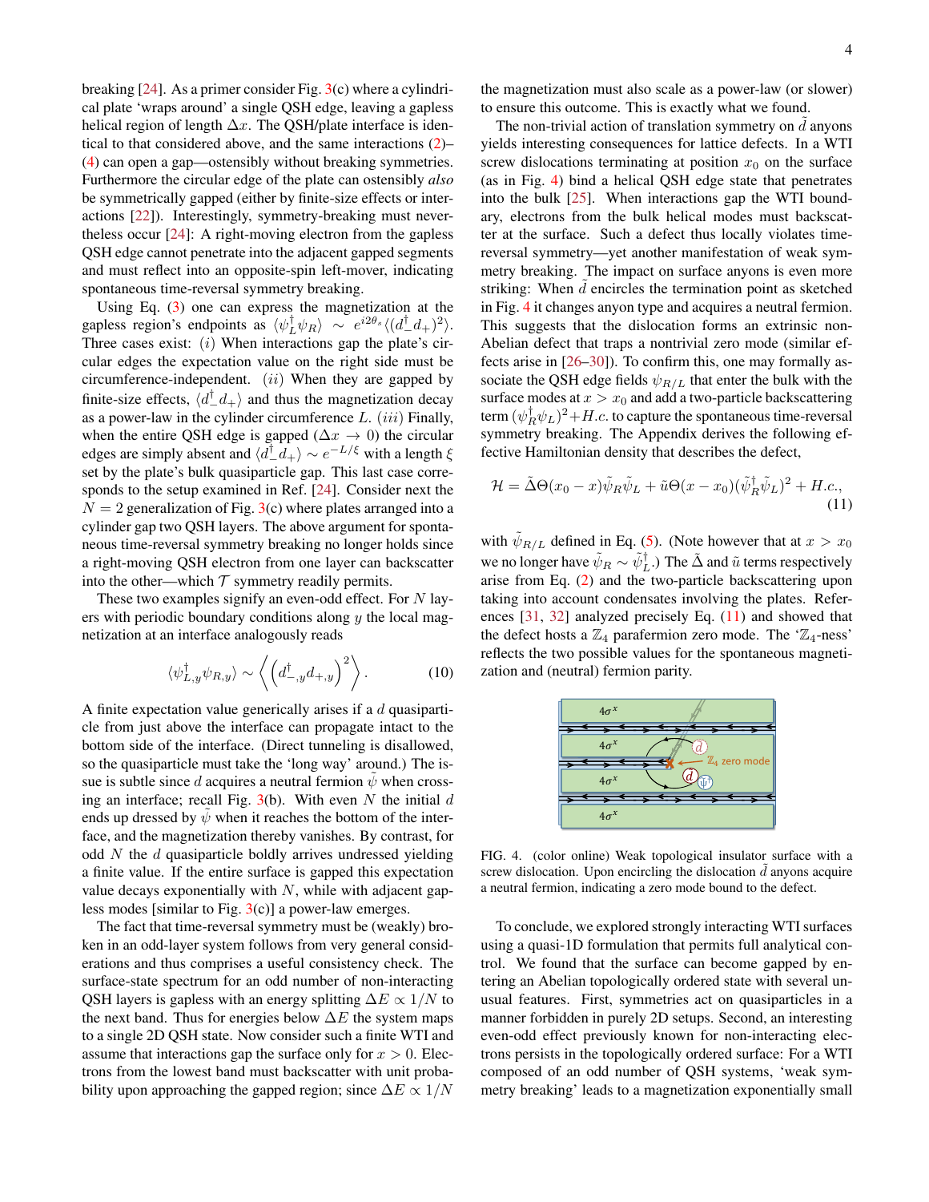breaking [24]. As a primer consider Fig. 3(c) where a cylindrical plate 'wraps around' a single QSH edge, leaving a gapless helical region of length $\Delta x$. The QSH/plate interface is identical to that considered above, and the same interactions (2)–(4) can open a gap—ostensibly without breaking symmetries. Furthermore the circular edge of the plate can ostensibly *also* be symmetrically gapped (either by finite-size effects or interactions [22]). Interestingly, symmetry-breaking must nevertheless occur [24]: A right-moving electron from the gapless QSH edge cannot penetrate into the adjacent gapped segments and must reflect into an opposite-spin left-mover, indicating spontaneous time-reversal symmetry breaking.

Using Eq. (3) one can express the magnetization at the gapless region's endpoints as $\langle \psi_L^\dagger \psi_R \rangle \sim e^{i2\theta_s} \langle (d_-^\dagger d_+)^2 \rangle$. Three cases exist: $(i)$ When interactions gap the plate's circular edges the expectation value on the right side must be circumference-independent. $(ii)$ When they are gapped by finite-size effects, $\langle d_-^\dagger d_+ \rangle$ and thus the magnetization decay as a power-law in the cylinder circumference $L$. $(iii)$ Finally, when the entire QSH edge is gapped ($\Delta x \to 0$) the circular edges are simply absent and $\langle d_-^\dagger d_+ \rangle \sim e^{-L/\xi}$ with a length $\xi$ set by the plate's bulk quasiparticle gap. This last case corresponds to the setup examined in Ref. [24]. Consider next the $N = 2$ generalization of Fig. 3(c) where plates arranged into a cylinder gap two QSH layers. The above argument for spontaneous time-reversal symmetry breaking no longer holds since a right-moving QSH electron from one layer can backscatter into the other—which $\mathcal{T}$ symmetry readily permits.

These two examples signify an even-odd effect. For $N$ layers with periodic boundary conditions along $y$ the local magnetization at an interface analogously reads

$$\langle \psi_{L,y}^\dagger \psi_{R,y} \rangle \sim \left\langle \left( d_{-,y}^\dagger d_{+,y} \right)^2 \right\rangle. \tag{10}$$

A finite expectation value generically arises if a $d$ quasiparticle from just above the interface can propagate intact to the bottom side of the interface. (Direct tunneling is disallowed, so the quasiparticle must take the 'long way' around.) The issue is subtle since $d$ acquires a neutral fermion $\tilde{\psi}$ when crossing an interface; recall Fig. 3(b). With even $N$ the initial $d$ ends up dressed by $\tilde{\psi}$ when it reaches the bottom of the interface, and the magnetization thereby vanishes. By contrast, for odd $N$ the $d$ quasiparticle boldly arrives undressed yielding a finite value. If the entire surface is gapped this expectation value decays exponentially with $N$, while with adjacent gapless modes [similar to Fig. 3(c)] a power-law emerges.

The fact that time-reversal symmetry must be (weakly) broken in an odd-layer system follows from very general considerations and thus comprises a useful consistency check. The surface-state spectrum for an odd number of non-interacting QSH layers is gapless with an energy splitting $\Delta E \propto 1/N$ to the next band. Thus for energies below $\Delta E$ the system maps to a single 2D QSH state. Now consider such a finite WTI and assume that interactions gap the surface only for $x > 0$. Electrons from the lowest band must backscatter with unit probability upon approaching the gapped region; since $\Delta E \propto 1/N$ the magnetization must also scale as a power-law (or slower) to ensure this outcome. This is exactly what we found.

The non-trivial action of translation symmetry on $\tilde{d}$ anyons yields interesting consequences for lattice defects. In a WTI screw dislocations terminating at position $x_0$ on the surface (as in Fig. 4) bind a helical QSH edge state that penetrates into the bulk [25]. When interactions gap the WTI boundary, electrons from the bulk helical modes must backscatter at the surface. Such a defect thus locally violates time-reversal symmetry—yet another manifestation of weak symmetry breaking. The impact on surface anyons is even more striking: When $\tilde{d}$ encircles the termination point as sketched in Fig. 4 it changes anyon type and acquires a neutral fermion. This suggests that the dislocation forms an extrinsic non-Abelian defect that traps a nontrivial zero mode (similar effects arise in [26–30]). To confirm this, one may formally associate the QSH edge fields $\psi_{R/L}$ that enter the bulk with the surface modes at $x > x_0$ and add a two-particle backscattering term $(\psi_R^\dagger \psi_L)^2 + H.c.$ to capture the spontaneous time-reversal symmetry breaking. The Appendix derives the following effective Hamiltonian density that describes the defect,

$$\mathcal{H} = \tilde{\Delta}\Theta(x_0 - x)\tilde{\psi}_R \tilde{\psi}_L + \tilde{u}\Theta(x - x_0)(\tilde{\psi}_R^\dagger \tilde{\psi}_L)^2 + H.c., \tag{11}$$

with $\tilde{\psi}_{R/L}$ defined in Eq. (5). (Note however that at $x > x_0$ we no longer have $\tilde{\psi}_R \sim \tilde{\psi}_L^\dagger$.) The $\tilde{\Delta}$ and $\tilde{u}$ terms respectively arise from Eq. (2) and the two-particle backscattering upon taking into account condensates involving the plates. References [31, 32] analyzed precisely Eq. (11) and showed that the defect hosts a $\mathbb{Z}_4$ parafermion zero mode. The '$\mathbb{Z}_4$-ness' reflects the two possible values for the spontaneous magnetization and (neutral) fermion parity.

FIG. 4. (color online) Weak topological insulator surface with a screw dislocation. Upon encircling the dislocation $\tilde{d}$ anyons acquire a neutral fermion, indicating a zero mode bound to the defect.

To conclude, we explored strongly interacting WTI surfaces using a quasi-1D formulation that permits full analytical control. We found that the surface can become gapped by entering an Abelian topologically ordered state with several unusual features. First, symmetries act on quasiparticles in a manner forbidden in purely 2D setups. Second, an interesting even-odd effect previously known for non-interacting electrons persists in the topologically ordered surface: For a WTI composed of an odd number of QSH systems, 'weak symmetry breaking' leads to a magnetization exponentially small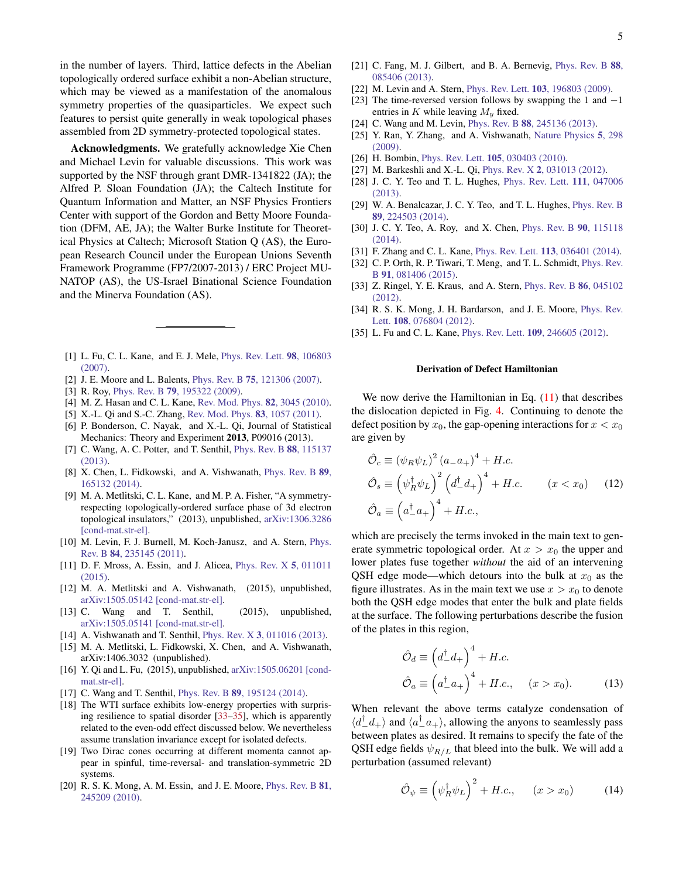in the number of layers. Third, lattice defects in the Abelian topologically ordered surface exhibit a non-Abelian structure, which may be viewed as a manifestation of the anomalous symmetry properties of the quasiparticles. We expect such features to persist quite generally in weak topological phases assembled from 2D symmetry-protected topological states.

**Acknowledgments.** We gratefully acknowledge Xie Chen and Michael Levin for valuable discussions. This work was supported by the NSF through grant DMR-1341822 (JA); the Alfred P. Sloan Foundation (JA); the Caltech Institute for Quantum Information and Matter, an NSF Physics Frontiers Center with support of the Gordon and Betty Moore Foundation (DFM, AE, JA); the Walter Burke Institute for Theoretical Physics at Caltech; Microsoft Station Q (AS), the European Research Council under the European Unions Seventh Framework Programme (FP7/2007-2013) / ERC Project MUNATOP (AS), the US-Israel Binational Science Foundation and the Minerva Foundation (AS).

---

[1] L. Fu, C. L. Kane, and E. J. Mele, Phys. Rev. Lett. **98**, 106803 (2007).
[2] J. E. Moore and L. Balents, Phys. Rev. B **75**, 121306 (2007).
[3] R. Roy, Phys. Rev. B **79**, 195322 (2009).
[4] M. Z. Hasan and C. L. Kane, Rev. Mod. Phys. **82**, 3045 (2010).
[5] X.-L. Qi and S.-C. Zhang, Rev. Mod. Phys. **83**, 1057 (2011).
[6] P. Bonderson, C. Nayak, and X.-L. Qi, Journal of Statistical Mechanics: Theory and Experiment **2013**, P09016 (2013).
[7] C. Wang, A. C. Potter, and T. Senthil, Phys. Rev. B **88**, 115137 (2013).
[8] X. Chen, L. Fidkowski, and A. Vishwanath, Phys. Rev. B **89**, 165132 (2014).
[9] M. A. Metlitski, C. L. Kane, and M. P. A. Fisher, "A symmetry-respecting topologically-ordered surface phase of 3d electron topological insulators," (2013), unpublished, arXiv:1306.3286 [cond-mat.str-el].
[10] M. Levin, F. J. Burnell, M. Koch-Janusz, and A. Stern, Phys. Rev. B **84**, 235145 (2011).
[11] D. F. Mross, A. Essin, and J. Alicea, Phys. Rev. X **5**, 011011 (2015).
[12] M. A. Metlitski and A. Vishwanath, (2015), unpublished, arXiv:1505.05142 [cond-mat.str-el].
[13] C. Wang and T. Senthil, (2015), unpublished, arXiv:1505.05141 [cond-mat.str-el].
[14] A. Vishwanath and T. Senthil, Phys. Rev. X **3**, 011016 (2013).
[15] M. A. Metlitski, L. Fidkowski, X. Chen, and A. Vishwanath, arXiv:1406.3032 (unpublished).
[16] Y. Qi and L. Fu, (2015), unpublished, arXiv:1505.06201 [cond-mat.str-el].
[17] C. Wang and T. Senthil, Phys. Rev. B **89**, 195124 (2014).
[18] The WTI surface exhibits low-energy properties with surprising resilience to spatial disorder [33–35], which is apparently related to the even-odd effect discussed below. We nevertheless assume translation invariance except for isolated defects.
[19] Two Dirac cones occurring at different momenta cannot appear in spinful, time-reversal- and translation-symmetric 2D systems.
[20] R. S. K. Mong, A. M. Essin, and J. E. Moore, Phys. Rev. B **81**, 245209 (2010).
[21] C. Fang, M. J. Gilbert, and B. A. Bernevig, Phys. Rev. B **88**, 085406 (2013).
[22] M. Levin and A. Stern, Phys. Rev. Lett. **103**, 196803 (2009).
[23] The time-reversed version follows by swapping the 1 and $-1$ entries in $K$ while leaving $M_y$ fixed.
[24] C. Wang and M. Levin, Phys. Rev. B **88**, 245136 (2013).
[25] Y. Ran, Y. Zhang, and A. Vishwanath, Nature Physics **5**, 298 (2009).
[26] H. Bombin, Phys. Rev. Lett. **105**, 030403 (2010).
[27] M. Barkeshli and X.-L. Qi, Phys. Rev. X **2**, 031013 (2012).
[28] J. C. Y. Teo and T. L. Hughes, Phys. Rev. Lett. **111**, 047006 (2013).
[29] W. A. Benalcazar, J. C. Y. Teo, and T. L. Hughes, Phys. Rev. B **89**, 224503 (2014).
[30] J. C. Y. Teo, A. Roy, and X. Chen, Phys. Rev. B **90**, 115118 (2014).
[31] F. Zhang and C. L. Kane, Phys. Rev. Lett. **113**, 036401 (2014).
[32] C. P. Orth, R. P. Tiwari, T. Meng, and T. L. Schmidt, Phys. Rev. B **91**, 081406 (2015).
[33] Z. Ringel, Y. E. Kraus, and A. Stern, Phys. Rev. B **86**, 045102 (2012).
[34] R. S. K. Mong, J. H. Bardarson, and J. E. Moore, Phys. Rev. Lett. **108**, 076804 (2012).
[35] L. Fu and C. L. Kane, Phys. Rev. Lett. **109**, 246605 (2012).

## Derivation of Defect Hamiltonian

We now derive the Hamiltonian in Eq. (11) that describes the dislocation depicted in Fig. 4. Continuing to denote the defect position by $x_0$, the gap-opening interactions for $x < x_0$ are given by

$$\begin{aligned}
\hat{\mathcal{O}}_c &\equiv (\psi_R \psi_L)^2 (a_- a_+)^4 + H.c. \\
\hat{\mathcal{O}}_s &\equiv \left(\psi_R^\dagger \psi_L\right)^2 \left(d_-^\dagger d_+\right)^4 + H.c. \qquad (x < x_0) \\
\hat{\mathcal{O}}_a &\equiv \left(a_-^\dagger a_+\right)^4 + H.c.,
\end{aligned} \tag{12}$$

which are precisely the terms invoked in the main text to generate symmetric topological order. At $x > x_0$ the upper and lower plates fuse together *without* the aid of an intervening QSH edge mode—which detours into the bulk at $x_0$ as the figure illustrates. As in the main text we use $x > x_0$ to denote both the QSH edge modes that enter the bulk and plate fields at the surface. The following perturbations describe the fusion of the plates in this region,

$$\begin{aligned}
\hat{\mathcal{O}}_d &\equiv \left(d_-^\dagger d_+\right)^4 + H.c. \\
\hat{\mathcal{O}}_a &\equiv \left(a_-^\dagger a_+\right)^4 + H.c., \qquad (x > x_0).
\end{aligned} \tag{13}$$

When relevant the above terms catalyze condensation of $\langle d_-^\dagger d_+\rangle$ and $\langle a_-^\dagger a_+\rangle$, allowing the anyons to seamlessly pass between plates as desired. It remains to specify the fate of the QSH edge fields $\psi_{R/L}$ that bleed into the bulk. We will add a perturbation (assumed relevant)

$$\hat{\mathcal{O}}_\psi \equiv \left(\psi_R^\dagger \psi_L\right)^2 + H.c., \qquad (x > x_0) \tag{14}$$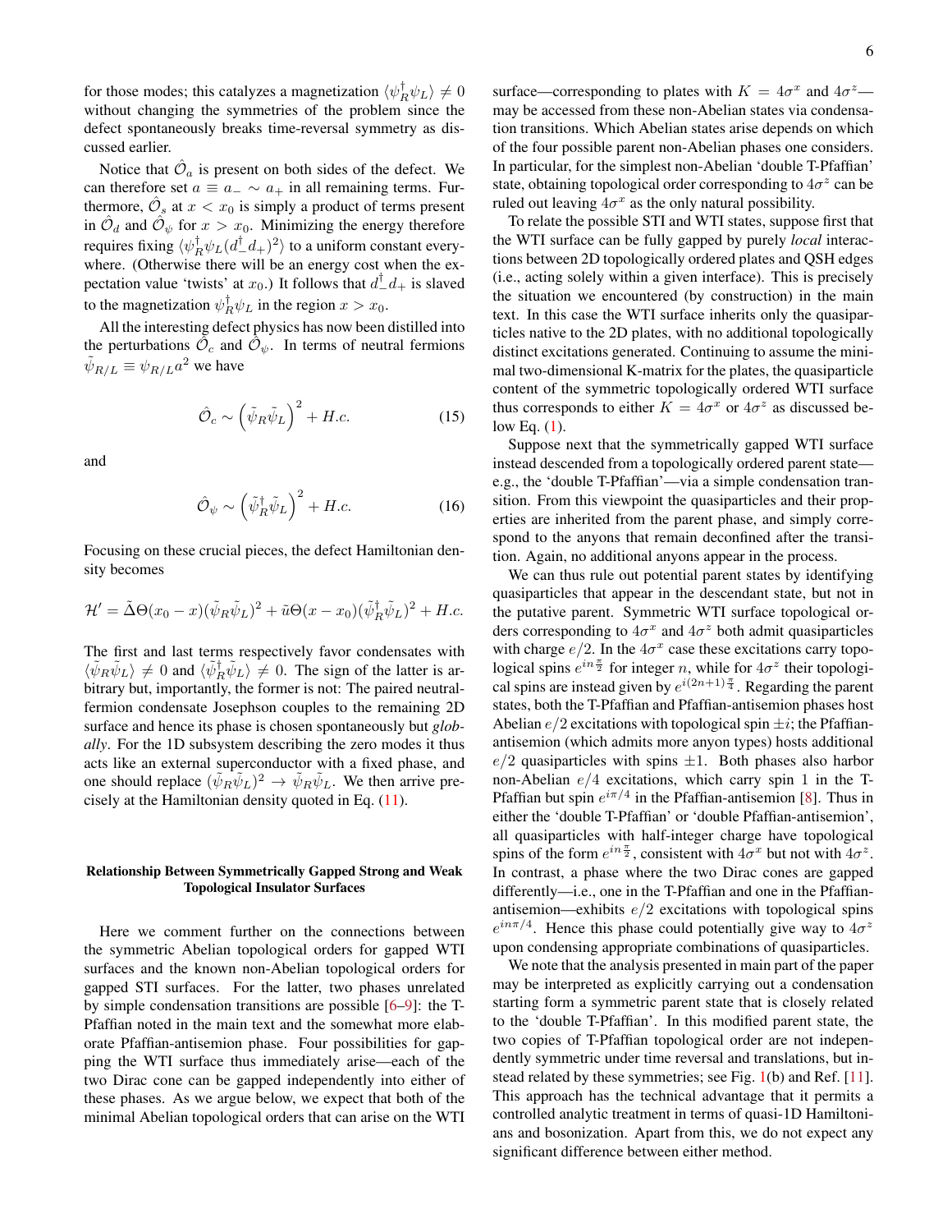for those modes; this catalyzes a magnetization $\langle \psi_R^\dagger \psi_L \rangle \neq 0$ without changing the symmetries of the problem since the defect spontaneously breaks time-reversal symmetry as discussed earlier.

Notice that $\hat{\mathcal{O}}_a$ is present on both sides of the defect. We can therefore set $a \equiv a_- \sim a_+$ in all remaining terms. Furthermore, $\hat{\mathcal{O}}_s$ at $x < x_0$ is simply a product of terms present in $\hat{\mathcal{O}}_d$ and $\hat{\mathcal{O}}_\psi$ for $x > x_0$. Minimizing the energy therefore requires fixing $\langle \psi_R^\dagger \psi_L (d_-^\dagger d_+)^2 \rangle$ to a uniform constant everywhere. (Otherwise there will be an energy cost when the expectation value 'twists' at $x_0$.) It follows that $d_-^\dagger d_+$ is slaved to the magnetization $\psi_R^\dagger \psi_L$ in the region $x > x_0$.

All the interesting defect physics has now been distilled into the perturbations $\hat{\mathcal{O}}_c$ and $\hat{\mathcal{O}}_\psi$. In terms of neutral fermions $\tilde{\psi}_{R/L} \equiv \psi_{R/L} a^2$ we have

$$\hat{\mathcal{O}}_c \sim \left(\tilde{\psi}_R \tilde{\psi}_L\right)^2 + H.c. \tag{15}$$

and

$$\hat{\mathcal{O}}_\psi \sim \left(\tilde{\psi}_R^\dagger \tilde{\psi}_L\right)^2 + H.c. \tag{16}$$

Focusing on these crucial pieces, the defect Hamiltonian density becomes

$$\mathcal{H}' = \tilde{\Delta}\Theta(x_0 - x)(\tilde{\psi}_R \tilde{\psi}_L)^2 + \tilde{u}\Theta(x - x_0)(\tilde{\psi}_R^\dagger \tilde{\psi}_L)^2 + H.c.$$

The first and last terms respectively favor condensates with $\langle \tilde{\psi}_R \tilde{\psi}_L \rangle \neq 0$ and $\langle \tilde{\psi}_R^\dagger \tilde{\psi}_L \rangle \neq 0$. The sign of the latter is arbitrary but, importantly, the former is not: The paired neutral-fermion condensate Josephson couples to the remaining 2D surface and hence its phase is chosen spontaneously but *globally*. For the 1D subsystem describing the zero modes it thus acts like an external superconductor with a fixed phase, and one should replace $(\tilde{\psi}_R \tilde{\psi}_L)^2 \to \tilde{\psi}_R \tilde{\psi}_L$. We then arrive precisely at the Hamiltonian density quoted in Eq. (11).

### Relationship Between Symmetrically Gapped Strong and Weak Topological Insulator Surfaces

Here we comment further on the connections between the symmetric Abelian topological orders for gapped WTI surfaces and the known non-Abelian topological orders for gapped STI surfaces. For the latter, two phases unrelated by simple condensation transitions are possible [6–9]: the T-Pfaffian noted in the main text and the somewhat more elaborate Pfaffian-antisemion phase. Four possibilities for gapping the WTI surface thus immediately arise—each of the two Dirac cone can be gapped independently into either of these phases. As we argue below, we expect that both of the minimal Abelian topological orders that can arise on the WTI surface—corresponding to plates with $K = 4\sigma^x$ and $4\sigma^z$—may be accessed from these non-Abelian states via condensation transitions. Which Abelian states arise depends on which of the four possible parent non-Abelian phases one considers. In particular, for the simplest non-Abelian 'double T-Pfaffian' state, obtaining topological order corresponding to $4\sigma^z$ can be ruled out leaving $4\sigma^x$ as the only natural possibility.

To relate the possible STI and WTI states, suppose first that the WTI surface can be fully gapped by purely *local* interactions between 2D topologically ordered plates and QSH edges (i.e., acting solely within a given interface). This is precisely the situation we encountered (by construction) in the main text. In this case the WTI surface inherits only the quasiparticles native to the 2D plates, with no additional topologically distinct excitations generated. Continuing to assume the minimal two-dimensional K-matrix for the plates, the quasiparticle content of the symmetric topologically ordered WTI surface thus corresponds to either $K = 4\sigma^x$ or $4\sigma^z$ as discussed below Eq. (1).

Suppose next that the symmetrically gapped WTI surface instead descended from a topologically ordered parent state—e.g., the 'double T-Pfaffian'—via a simple condensation transition. From this viewpoint the quasiparticles and their properties are inherited from the parent phase, and simply correspond to the anyons that remain deconfined after the transition. Again, no additional anyons appear in the process.

We can thus rule out potential parent states by identifying quasiparticles that appear in the descendant state, but not in the putative parent. Symmetric WTI surface topological orders corresponding to $4\sigma^x$ and $4\sigma^z$ both admit quasiparticles with charge $e/2$. In the $4\sigma^x$ case these excitations carry topological spins $e^{in\frac{\pi}{2}}$ for integer $n$, while for $4\sigma^z$ their topological spins are instead given by $e^{i(2n+1)\frac{\pi}{4}}$. Regarding the parent states, both the T-Pfaffian and Pfaffian-antisemion phases host Abelian $e/2$ excitations with topological spin $\pm i$; the Pfaffian-antisemion (which admits more anyon types) hosts additional $e/2$ quasiparticles with spins $\pm 1$. Both phases also harbor non-Abelian $e/4$ excitations, which carry spin 1 in the T-Pfaffian but spin $e^{i\pi/4}$ in the Pfaffian-antisemion [8]. Thus in either the 'double T-Pfaffian' or 'double Pfaffian-antisemion', all quasiparticles with half-integer charge have topological spins of the form $e^{in\frac{\pi}{2}}$, consistent with $4\sigma^x$ but not with $4\sigma^z$. In contrast, a phase where the two Dirac cones are gapped differently—i.e., one in the T-Pfaffian and one in the Pfaffian-antisemion—exhibits $e/2$ excitations with topological spins $e^{in\pi/4}$. Hence this phase could potentially give way to $4\sigma^z$ upon condensing appropriate combinations of quasiparticles.

We note that the analysis presented in main part of the paper may be interpreted as explicitly carrying out a condensation starting form a symmetric parent state that is closely related to the 'double T-Pfaffian'. In this modified parent state, the two copies of T-Pfaffian topological order are not independently symmetric under time reversal and translations, but instead related by these symmetries; see Fig. 1(b) and Ref. [11]. This approach has the technical advantage that it permits a controlled analytic treatment in terms of quasi-1D Hamiltonians and bosonization. Apart from this, we do not expect any significant difference between either method.